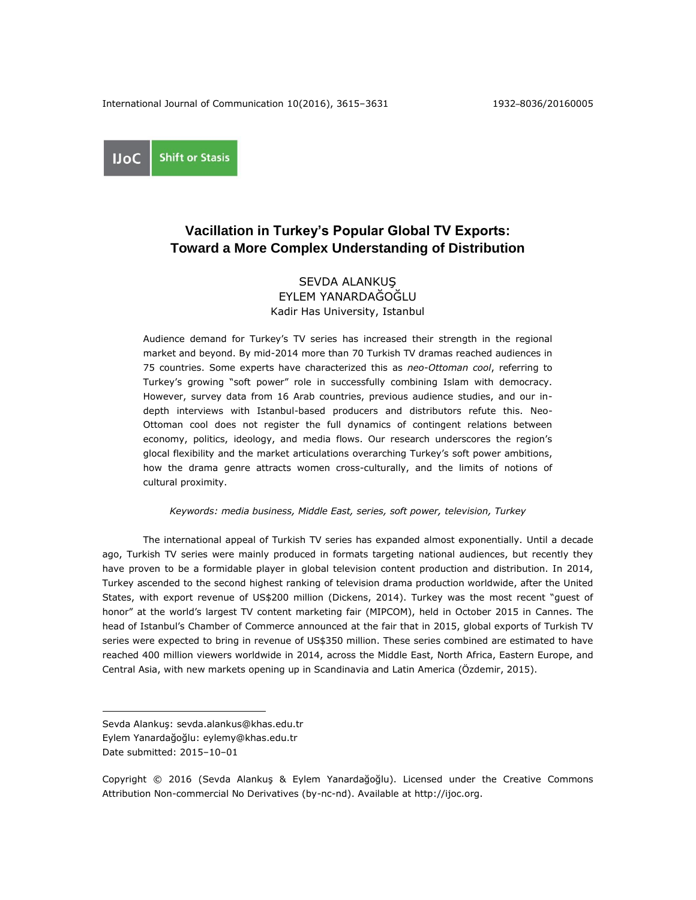IJoC Shift or Stasis

# Vacillation in Turkey's Popular Global TV Exports: Toward a More Complex Understanding of Distribution

SEVDA ALANKUŞ
EYLEM YANARDAĞOĞLU
Kadir Has University, Istanbul

Audience demand for Turkey's TV series has increased their strength in the regional market and beyond. By mid-2014 more than 70 Turkish TV dramas reached audiences in 75 countries. Some experts have characterized this as *neo-Ottoman cool*, referring to Turkey's growing "soft power" role in successfully combining Islam with democracy. However, survey data from 16 Arab countries, previous audience studies, and our in-depth interviews with Istanbul-based producers and distributors refute this. Neo-Ottoman cool does not register the full dynamics of contingent relations between economy, politics, ideology, and media flows. Our research underscores the region's glocal flexibility and the market articulations overarching Turkey's soft power ambitions, how the drama genre attracts women cross-culturally, and the limits of notions of cultural proximity.

*Keywords: media business, Middle East, series, soft power, television, Turkey*

The international appeal of Turkish TV series has expanded almost exponentially. Until a decade ago, Turkish TV series were mainly produced in formats targeting national audiences, but recently they have proven to be a formidable player in global television content production and distribution. In 2014, Turkey ascended to the second highest ranking of television drama production worldwide, after the United States, with export revenue of US$200 million (Dickens, 2014). Turkey was the most recent "guest of honor" at the world's largest TV content marketing fair (MIPCOM), held in October 2015 in Cannes. The head of Istanbul's Chamber of Commerce announced at the fair that in 2015, global exports of Turkish TV series were expected to bring in revenue of US$350 million. These series combined are estimated to have reached 400 million viewers worldwide in 2014, across the Middle East, North Africa, Eastern Europe, and Central Asia, with new markets opening up in Scandinavia and Latin America (Özdemir, 2015).

---

Sevda Alankuş: sevda.alankus@khas.edu.tr
Eylem Yanardağoğlu: eylemy@khas.edu.tr
Date submitted: 2015–10–01

Copyright © 2016 (Sevda Alankuş & Eylem Yanardağoğlu). Licensed under the Creative Commons Attribution Non-commercial No Derivatives (by-nc-nd). Available at http://ijoc.org.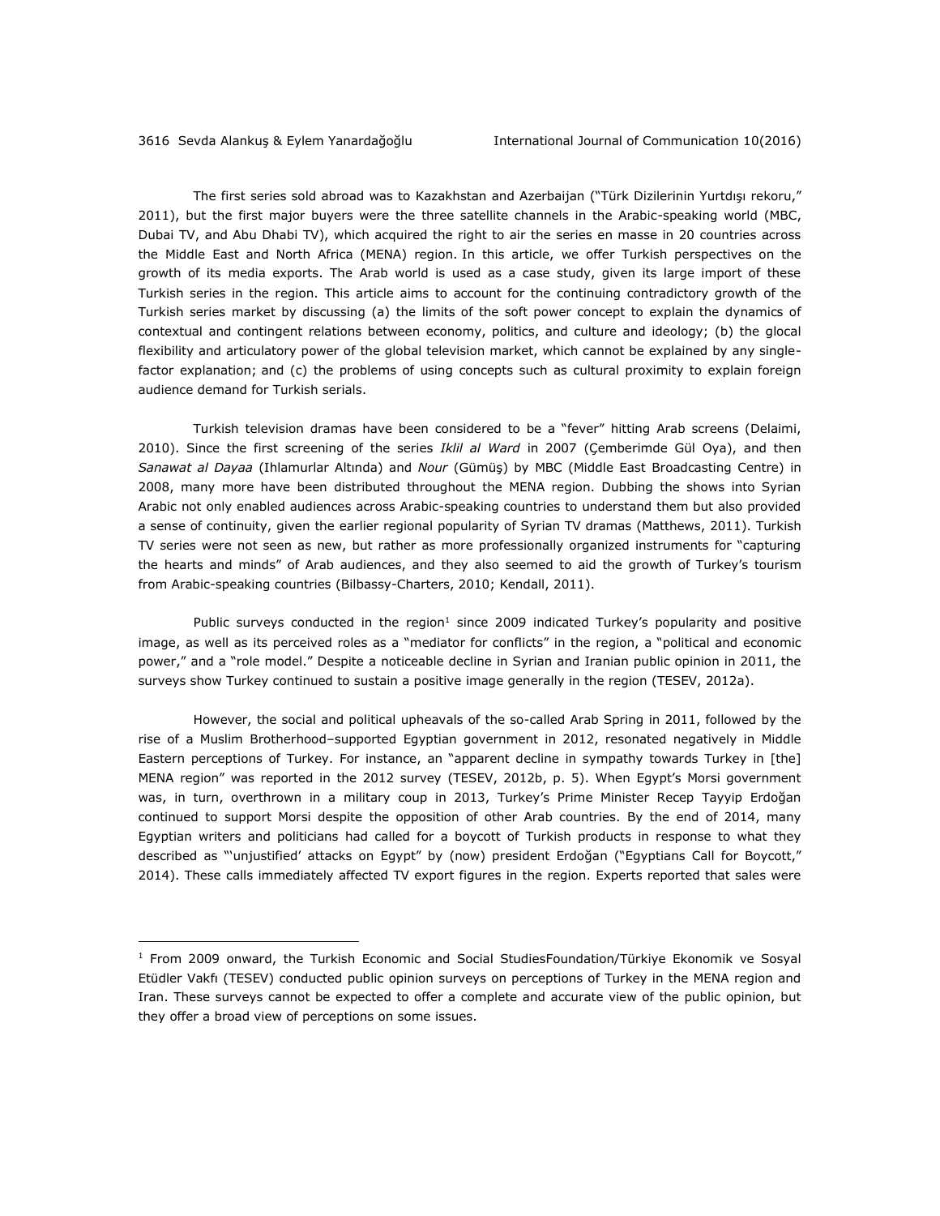The first series sold abroad was to Kazakhstan and Azerbaijan ("Türk Dizilerinin Yurtdışı rekoru," 2011), but the first major buyers were the three satellite channels in the Arabic-speaking world (MBC, Dubai TV, and Abu Dhabi TV), which acquired the right to air the series en masse in 20 countries across the Middle East and North Africa (MENA) region. In this article, we offer Turkish perspectives on the growth of its media exports. The Arab world is used as a case study, given its large import of these Turkish series in the region. This article aims to account for the continuing contradictory growth of the Turkish series market by discussing (a) the limits of the soft power concept to explain the dynamics of contextual and contingent relations between economy, politics, and culture and ideology; (b) the glocal flexibility and articulatory power of the global television market, which cannot be explained by any single-factor explanation; and (c) the problems of using concepts such as cultural proximity to explain foreign audience demand for Turkish serials.

Turkish television dramas have been considered to be a "fever" hitting Arab screens (Delaimi, 2010). Since the first screening of the series *Iklil al Ward* in 2007 (Çemberimde Gül Oya), and then *Sanawat al Dayaa* (Ihlamurlar Altında) and *Nour* (Gümüş) by MBC (Middle East Broadcasting Centre) in 2008, many more have been distributed throughout the MENA region. Dubbing the shows into Syrian Arabic not only enabled audiences across Arabic-speaking countries to understand them but also provided a sense of continuity, given the earlier regional popularity of Syrian TV dramas (Matthews, 2011). Turkish TV series were not seen as new, but rather as more professionally organized instruments for "capturing the hearts and minds" of Arab audiences, and they also seemed to aid the growth of Turkey's tourism from Arabic-speaking countries (Bilbassy-Charters, 2010; Kendall, 2011).

Public surveys conducted in the region[1] since 2009 indicated Turkey's popularity and positive image, as well as its perceived roles as a "mediator for conflicts" in the region, a "political and economic power," and a "role model." Despite a noticeable decline in Syrian and Iranian public opinion in 2011, the surveys show Turkey continued to sustain a positive image generally in the region (TESEV, 2012a).

However, the social and political upheavals of the so-called Arab Spring in 2011, followed by the rise of a Muslim Brotherhood–supported Egyptian government in 2012, resonated negatively in Middle Eastern perceptions of Turkey. For instance, an "apparent decline in sympathy towards Turkey in [the] MENA region" was reported in the 2012 survey (TESEV, 2012b, p. 5). When Egypt's Morsi government was, in turn, overthrown in a military coup in 2013, Turkey's Prime Minister Recep Tayyip Erdoğan continued to support Morsi despite the opposition of other Arab countries. By the end of 2014, many Egyptian writers and politicians had called for a boycott of Turkish products in response to what they described as "'unjustified' attacks on Egypt" by (now) president Erdoğan ("Egyptians Call for Boycott," 2014). These calls immediately affected TV export figures in the region. Experts reported that sales were

[1] From 2009 onward, the Turkish Economic and Social StudiesFoundation/Türkiye Ekonomik ve Sosyal Etüdler Vakfı (TESEV) conducted public opinion surveys on perceptions of Turkey in the MENA region and Iran. These surveys cannot be expected to offer a complete and accurate view of the public opinion, but they offer a broad view of perceptions on some issues.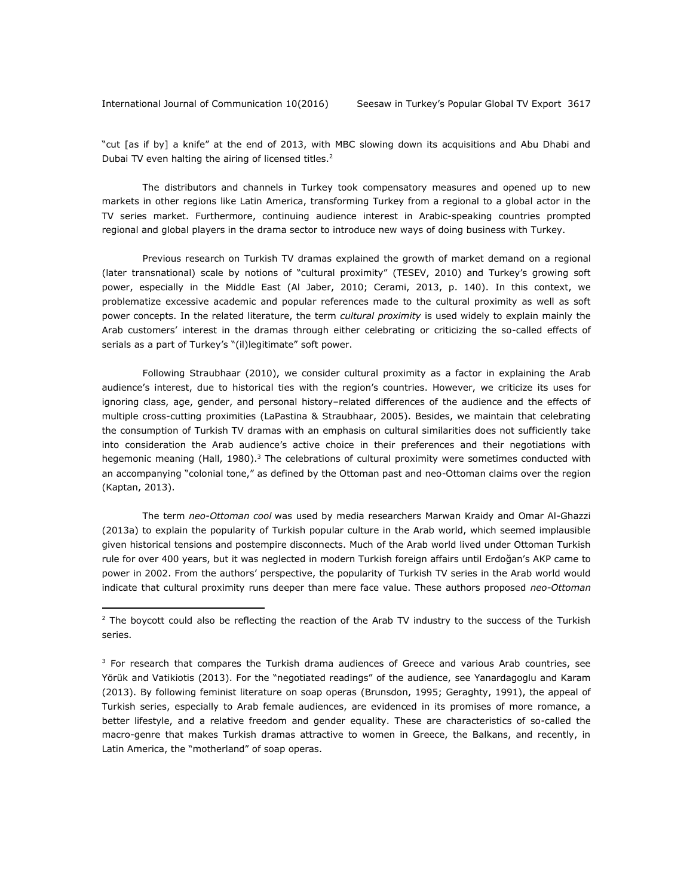"cut [as if by] a knife" at the end of 2013, with MBC slowing down its acquisitions and Abu Dhabi and Dubai TV even halting the airing of licensed titles.[2]

The distributors and channels in Turkey took compensatory measures and opened up to new markets in other regions like Latin America, transforming Turkey from a regional to a global actor in the TV series market. Furthermore, continuing audience interest in Arabic-speaking countries prompted regional and global players in the drama sector to introduce new ways of doing business with Turkey.

Previous research on Turkish TV dramas explained the growth of market demand on a regional (later transnational) scale by notions of "cultural proximity" (TESEV, 2010) and Turkey's growing soft power, especially in the Middle East (Al Jaber, 2010; Cerami, 2013, p. 140). In this context, we problematize excessive academic and popular references made to the cultural proximity as well as soft power concepts. In the related literature, the term *cultural proximity* is used widely to explain mainly the Arab customers' interest in the dramas through either celebrating or criticizing the so-called effects of serials as a part of Turkey's "(il)legitimate" soft power.

Following Straubhaar (2010), we consider cultural proximity as a factor in explaining the Arab audience's interest, due to historical ties with the region's countries. However, we criticize its uses for ignoring class, age, gender, and personal history–related differences of the audience and the effects of multiple cross-cutting proximities (LaPastina & Straubhaar, 2005). Besides, we maintain that celebrating the consumption of Turkish TV dramas with an emphasis on cultural similarities does not sufficiently take into consideration the Arab audience's active choice in their preferences and their negotiations with hegemonic meaning (Hall, 1980).[3] The celebrations of cultural proximity were sometimes conducted with an accompanying "colonial tone," as defined by the Ottoman past and neo-Ottoman claims over the region (Kaptan, 2013).

The term *neo-Ottoman cool* was used by media researchers Marwan Kraidy and Omar Al-Ghazzi (2013a) to explain the popularity of Turkish popular culture in the Arab world, which seemed implausible given historical tensions and postempire disconnects. Much of the Arab world lived under Ottoman Turkish rule for over 400 years, but it was neglected in modern Turkish foreign affairs until Erdoğan's AKP came to power in 2002. From the authors' perspective, the popularity of Turkish TV series in the Arab world would indicate that cultural proximity runs deeper than mere face value. These authors proposed *neo-Ottoman*

---

[2] The boycott could also be reflecting the reaction of the Arab TV industry to the success of the Turkish series.

[3] For research that compares the Turkish drama audiences of Greece and various Arab countries, see Yörük and Vatikiotis (2013). For the "negotiated readings" of the audience, see Yanardagoglu and Karam (2013). By following feminist literature on soap operas (Brunsdon, 1995; Geraghty, 1991), the appeal of Turkish series, especially to Arab female audiences, are evidenced in its promises of more romance, a better lifestyle, and a relative freedom and gender equality. These are characteristics of so-called the macro-genre that makes Turkish dramas attractive to women in Greece, the Balkans, and recently, in Latin America, the "motherland" of soap operas.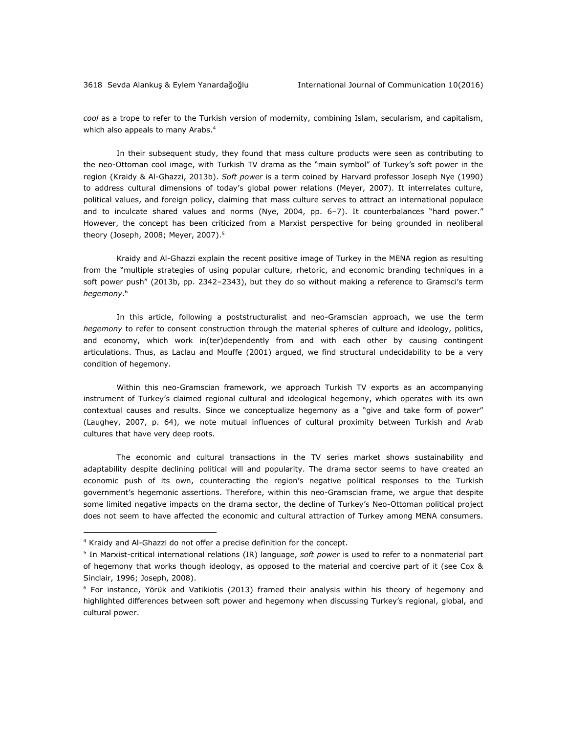*cool* as a trope to refer to the Turkish version of modernity, combining Islam, secularism, and capitalism, which also appeals to many Arabs.[4]

In their subsequent study, they found that mass culture products were seen as contributing to the neo-Ottoman cool image, with Turkish TV drama as the "main symbol" of Turkey's soft power in the region (Kraidy & Al-Ghazzi, 2013b). *Soft power* is a term coined by Harvard professor Joseph Nye (1990) to address cultural dimensions of today's global power relations (Meyer, 2007). It interrelates culture, political values, and foreign policy, claiming that mass culture serves to attract an international populace and to inculcate shared values and norms (Nye, 2004, pp. 6–7). It counterbalances "hard power." However, the concept has been criticized from a Marxist perspective for being grounded in neoliberal theory (Joseph, 2008; Meyer, 2007).[5]

Kraidy and Al-Ghazzi explain the recent positive image of Turkey in the MENA region as resulting from the "multiple strategies of using popular culture, rhetoric, and economic branding techniques in a soft power push" (2013b, pp. 2342–2343), but they do so without making a reference to Gramsci's term *hegemony*.[6]

In this article, following a poststructuralist and neo-Gramscian approach, we use the term *hegemony* to refer to consent construction through the material spheres of culture and ideology, politics, and economy, which work in(ter)dependently from and with each other by causing contingent articulations. Thus, as Laclau and Mouffe (2001) argued, we find structural undecidability to be a very condition of hegemony.

Within this neo-Gramscian framework, we approach Turkish TV exports as an accompanying instrument of Turkey's claimed regional cultural and ideological hegemony, which operates with its own contextual causes and results. Since we conceptualize hegemony as a "give and take form of power" (Laughey, 2007, p. 64), we note mutual influences of cultural proximity between Turkish and Arab cultures that have very deep roots.

The economic and cultural transactions in the TV series market shows sustainability and adaptability despite declining political will and popularity. The drama sector seems to have created an economic push of its own, counteracting the region's negative political responses to the Turkish government's hegemonic assertions. Therefore, within this neo-Gramscian frame, we argue that despite some limited negative impacts on the drama sector, the decline of Turkey's Neo-Ottoman political project does not seem to have affected the economic and cultural attraction of Turkey among MENA consumers.

---

[4] Kraidy and Al-Ghazzi do not offer a precise definition for the concept.

[5] In Marxist-critical international relations (IR) language, *soft power* is used to refer to a nonmaterial part of hegemony that works though ideology, as opposed to the material and coercive part of it (see Cox & Sinclair, 1996; Joseph, 2008).

[6] For instance, Yörük and Vatikiotis (2013) framed their analysis within his theory of hegemony and highlighted differences between soft power and hegemony when discussing Turkey's regional, global, and cultural power.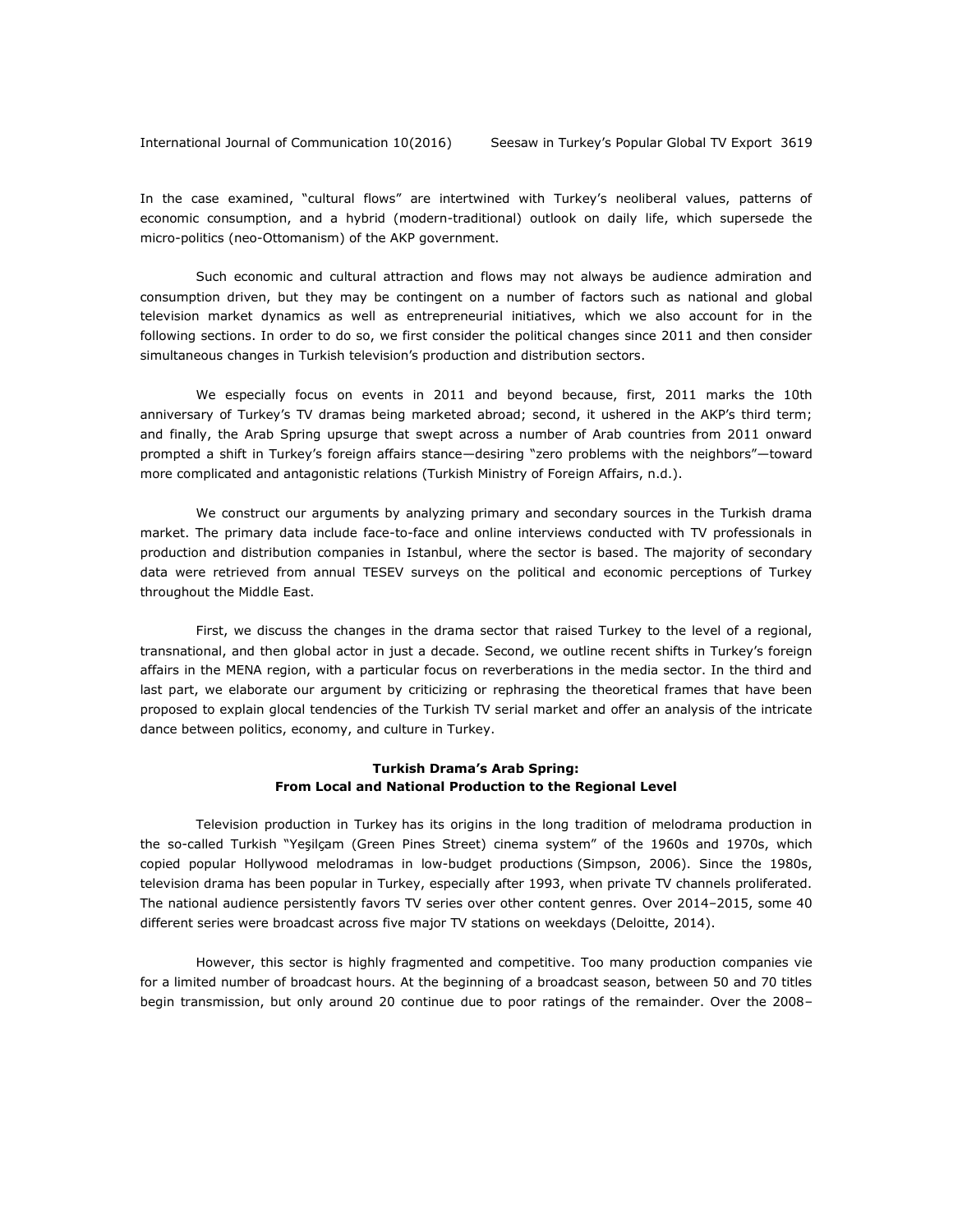In the case examined, "cultural flows" are intertwined with Turkey's neoliberal values, patterns of economic consumption, and a hybrid (modern-traditional) outlook on daily life, which supersede the micro-politics (neo-Ottomanism) of the AKP government.

Such economic and cultural attraction and flows may not always be audience admiration and consumption driven, but they may be contingent on a number of factors such as national and global television market dynamics as well as entrepreneurial initiatives, which we also account for in the following sections. In order to do so, we first consider the political changes since 2011 and then consider simultaneous changes in Turkish television's production and distribution sectors.

We especially focus on events in 2011 and beyond because, first, 2011 marks the 10th anniversary of Turkey's TV dramas being marketed abroad; second, it ushered in the AKP's third term; and finally, the Arab Spring upsurge that swept across a number of Arab countries from 2011 onward prompted a shift in Turkey's foreign affairs stance—desiring "zero problems with the neighbors"—toward more complicated and antagonistic relations (Turkish Ministry of Foreign Affairs, n.d.).

We construct our arguments by analyzing primary and secondary sources in the Turkish drama market. The primary data include face-to-face and online interviews conducted with TV professionals in production and distribution companies in Istanbul, where the sector is based. The majority of secondary data were retrieved from annual TESEV surveys on the political and economic perceptions of Turkey throughout the Middle East.

First, we discuss the changes in the drama sector that raised Turkey to the level of a regional, transnational, and then global actor in just a decade. Second, we outline recent shifts in Turkey's foreign affairs in the MENA region, with a particular focus on reverberations in the media sector. In the third and last part, we elaborate our argument by criticizing or rephrasing the theoretical frames that have been proposed to explain glocal tendencies of the Turkish TV serial market and offer an analysis of the intricate dance between politics, economy, and culture in Turkey.

## Turkish Drama's Arab Spring: From Local and National Production to the Regional Level

Television production in Turkey has its origins in the long tradition of melodrama production in the so-called Turkish "Yeşilçam (Green Pines Street) cinema system" of the 1960s and 1970s, which copied popular Hollywood melodramas in low-budget productions (Simpson, 2006). Since the 1980s, television drama has been popular in Turkey, especially after 1993, when private TV channels proliferated. The national audience persistently favors TV series over other content genres. Over 2014–2015, some 40 different series were broadcast across five major TV stations on weekdays (Deloitte, 2014).

However, this sector is highly fragmented and competitive. Too many production companies vie for a limited number of broadcast hours. At the beginning of a broadcast season, between 50 and 70 titles begin transmission, but only around 20 continue due to poor ratings of the remainder. Over the 2008–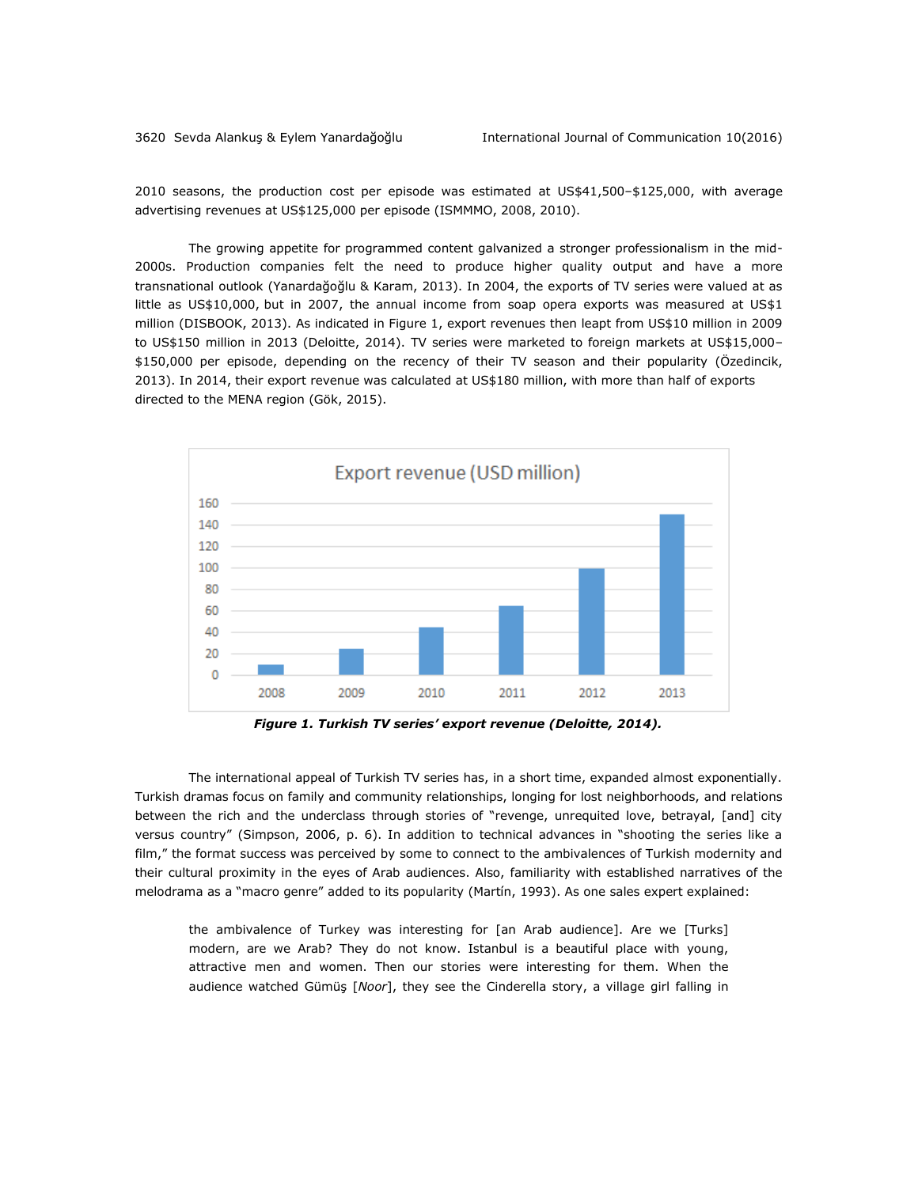2010 seasons, the production cost per episode was estimated at US$41,500–$125,000, with average advertising revenues at US$125,000 per episode (ISMMMO, 2008, 2010).

The growing appetite for programmed content galvanized a stronger professionalism in the mid-2000s. Production companies felt the need to produce higher quality output and have a more transnational outlook (Yanardağoğlu & Karam, 2013). In 2004, the exports of TV series were valued at as little as US$10,000, but in 2007, the annual income from soap opera exports was measured at US$1 million (DISBOOK, 2013). As indicated in Figure 1, export revenues then leapt from US$10 million in 2009 to US$150 million in 2013 (Deloitte, 2014). TV series were marketed to foreign markets at US$15,000–$150,000 per episode, depending on the recency of their TV season and their popularity (Özedincik, 2013). In 2014, their export revenue was calculated at US$180 million, with more than half of exports directed to the MENA region (Gök, 2015).

***Figure 1. Turkish TV series' export revenue (Deloitte, 2014).***

The international appeal of Turkish TV series has, in a short time, expanded almost exponentially. Turkish dramas focus on family and community relationships, longing for lost neighborhoods, and relations between the rich and the underclass through stories of "revenge, unrequited love, betrayal, [and] city versus country" (Simpson, 2006, p. 6). In addition to technical advances in "shooting the series like a film," the format success was perceived by some to connect to the ambivalences of Turkish modernity and their cultural proximity in the eyes of Arab audiences. Also, familiarity with established narratives of the melodrama as a "macro genre" added to its popularity (Martín, 1993). As one sales expert explained:

> the ambivalence of Turkey was interesting for [an Arab audience]. Are we [Turks] modern, are we Arab? They do not know. Istanbul is a beautiful place with young, attractive men and women. Then our stories were interesting for them. When the audience watched Gümüş [*Noor*], they see the Cinderella story, a village girl falling in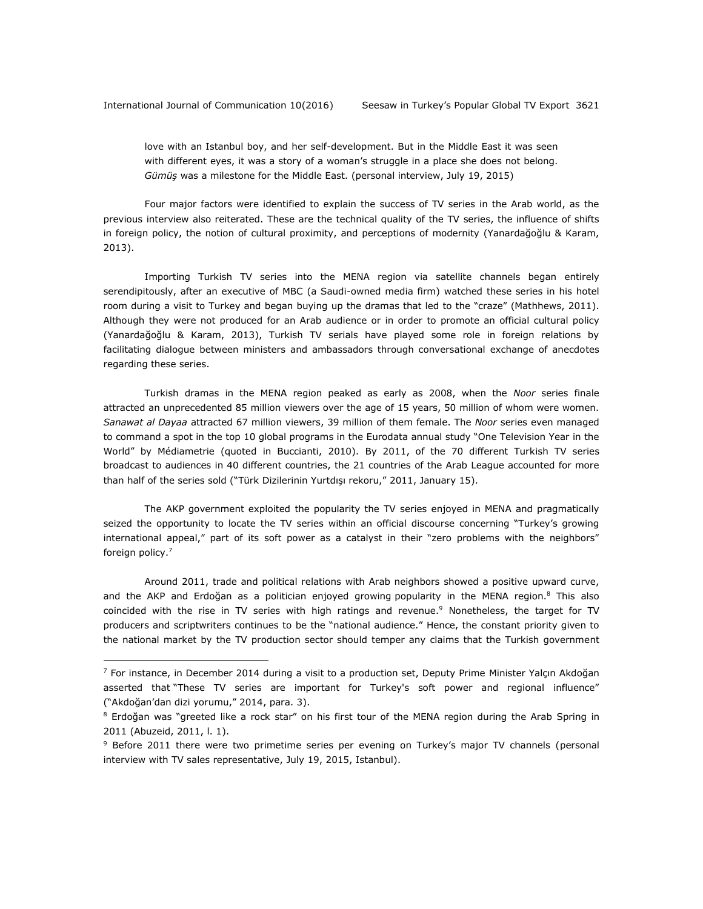> love with an Istanbul boy, and her self-development. But in the Middle East it was seen with different eyes, it was a story of a woman's struggle in a place she does not belong. *Gümüş* was a milestone for the Middle East. (personal interview, July 19, 2015)

Four major factors were identified to explain the success of TV series in the Arab world, as the previous interview also reiterated. These are the technical quality of the TV series, the influence of shifts in foreign policy, the notion of cultural proximity, and perceptions of modernity (Yanardağoğlu & Karam, 2013).

Importing Turkish TV series into the MENA region via satellite channels began entirely serendipitously, after an executive of MBC (a Saudi-owned media firm) watched these series in his hotel room during a visit to Turkey and began buying up the dramas that led to the "craze" (Mathhews, 2011). Although they were not produced for an Arab audience or in order to promote an official cultural policy (Yanardağoğlu & Karam, 2013), Turkish TV serials have played some role in foreign relations by facilitating dialogue between ministers and ambassadors through conversational exchange of anecdotes regarding these series.

Turkish dramas in the MENA region peaked as early as 2008, when the *Noor* series finale attracted an unprecedented 85 million viewers over the age of 15 years, 50 million of whom were women. *Sanawat al Dayaa* attracted 67 million viewers, 39 million of them female. The *Noor* series even managed to command a spot in the top 10 global programs in the Eurodata annual study "One Television Year in the World" by Médiametrie (quoted in Buccianti, 2010). By 2011, of the 70 different Turkish TV series broadcast to audiences in 40 different countries, the 21 countries of the Arab League accounted for more than half of the series sold ("Türk Dizilerinin Yurtdışı rekoru," 2011, January 15).

The AKP government exploited the popularity the TV series enjoyed in MENA and pragmatically seized the opportunity to locate the TV series within an official discourse concerning "Turkey's growing international appeal," part of its soft power as a catalyst in their "zero problems with the neighbors" foreign policy.[7]

Around 2011, trade and political relations with Arab neighbors showed a positive upward curve, and the AKP and Erdoğan as a politician enjoyed growing popularity in the MENA region.[8] This also coincided with the rise in TV series with high ratings and revenue.[9] Nonetheless, the target for TV producers and scriptwriters continues to be the "national audience." Hence, the constant priority given to the national market by the TV production sector should temper any claims that the Turkish government

---

[7] For instance, in December 2014 during a visit to a production set, Deputy Prime Minister Yalçın Akdoğan asserted that "These TV series are important for Turkey's soft power and regional influence" ("Akdoğan'dan dizi yorumu," 2014, para. 3).

[8] Erdoğan was "greeted like a rock star" on his first tour of the MENA region during the Arab Spring in 2011 (Abuzeid, 2011, l. 1).

[9] Before 2011 there were two primetime series per evening on Turkey's major TV channels (personal interview with TV sales representative, July 19, 2015, Istanbul).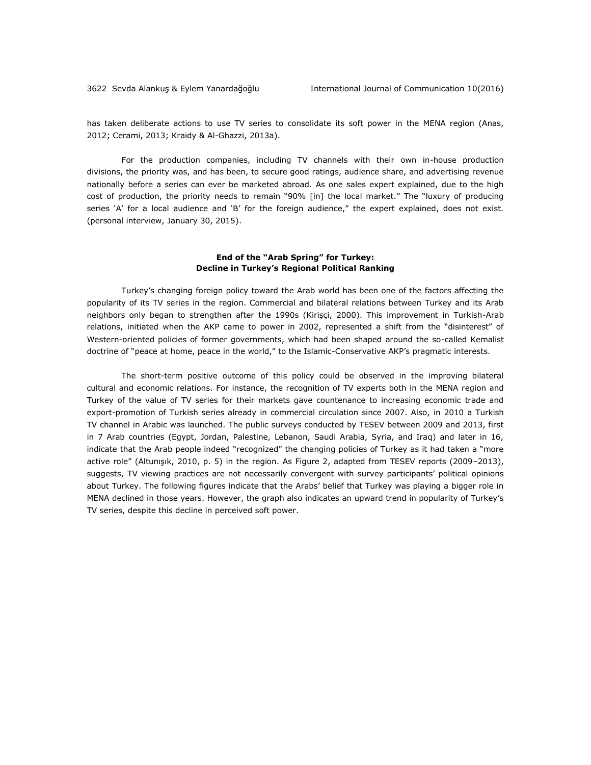has taken deliberate actions to use TV series to consolidate its soft power in the MENA region (Anas, 2012; Cerami, 2013; Kraidy & Al-Ghazzi, 2013a).

For the production companies, including TV channels with their own in-house production divisions, the priority was, and has been, to secure good ratings, audience share, and advertising revenue nationally before a series can ever be marketed abroad. As one sales expert explained, due to the high cost of production, the priority needs to remain "90% [in] the local market." The "luxury of producing series 'A' for a local audience and 'B' for the foreign audience," the expert explained, does not exist. (personal interview, January 30, 2015).

## End of the "Arab Spring" for Turkey: Decline in Turkey's Regional Political Ranking

Turkey's changing foreign policy toward the Arab world has been one of the factors affecting the popularity of its TV series in the region. Commercial and bilateral relations between Turkey and its Arab neighbors only began to strengthen after the 1990s (Kirişçi, 2000). This improvement in Turkish-Arab relations, initiated when the AKP came to power in 2002, represented a shift from the "disinterest" of Western-oriented policies of former governments, which had been shaped around the so-called Kemalist doctrine of "peace at home, peace in the world," to the Islamic-Conservative AKP's pragmatic interests.

The short-term positive outcome of this policy could be observed in the improving bilateral cultural and economic relations. For instance, the recognition of TV experts both in the MENA region and Turkey of the value of TV series for their markets gave countenance to increasing economic trade and export-promotion of Turkish series already in commercial circulation since 2007. Also, in 2010 a Turkish TV channel in Arabic was launched. The public surveys conducted by TESEV between 2009 and 2013, first in 7 Arab countries (Egypt, Jordan, Palestine, Lebanon, Saudi Arabia, Syria, and Iraq) and later in 16, indicate that the Arab people indeed "recognized" the changing policies of Turkey as it had taken a "more active role" (Altunışık, 2010, p. 5) in the region. As Figure 2, adapted from TESEV reports (2009–2013), suggests, TV viewing practices are not necessarily convergent with survey participants' political opinions about Turkey. The following figures indicate that the Arabs' belief that Turkey was playing a bigger role in MENA declined in those years. However, the graph also indicates an upward trend in popularity of Turkey's TV series, despite this decline in perceived soft power.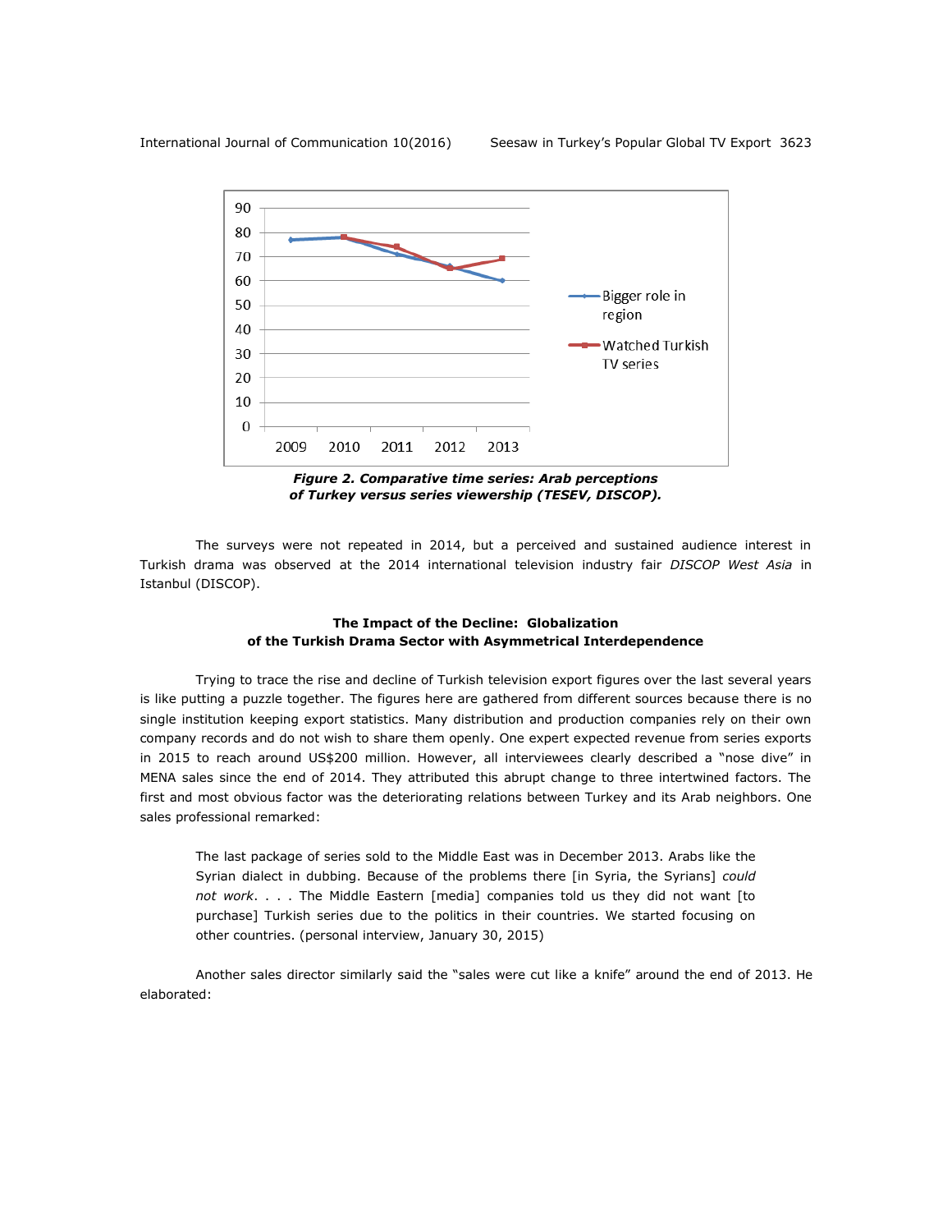*Figure 2. Comparative time series: Arab perceptions of Turkey versus series viewership (TESEV, DISCOP).*

The surveys were not repeated in 2014, but a perceived and sustained audience interest in Turkish drama was observed at the 2014 international television industry fair *DISCOP West Asia* in Istanbul (DISCOP).

### The Impact of the Decline: Globalization of the Turkish Drama Sector with Asymmetrical Interdependence

Trying to trace the rise and decline of Turkish television export figures over the last several years is like putting a puzzle together. The figures here are gathered from different sources because there is no single institution keeping export statistics. Many distribution and production companies rely on their own company records and do not wish to share them openly. One expert expected revenue from series exports in 2015 to reach around US$200 million. However, all interviewees clearly described a "nose dive" in MENA sales since the end of 2014. They attributed this abrupt change to three intertwined factors. The first and most obvious factor was the deteriorating relations between Turkey and its Arab neighbors. One sales professional remarked:

> The last package of series sold to the Middle East was in December 2013. Arabs like the Syrian dialect in dubbing. Because of the problems there [in Syria, the Syrians] *could not work*. . . . The Middle Eastern [media] companies told us they did not want [to purchase] Turkish series due to the politics in their countries. We started focusing on other countries. (personal interview, January 30, 2015)

Another sales director similarly said the "sales were cut like a knife" around the end of 2013. He elaborated: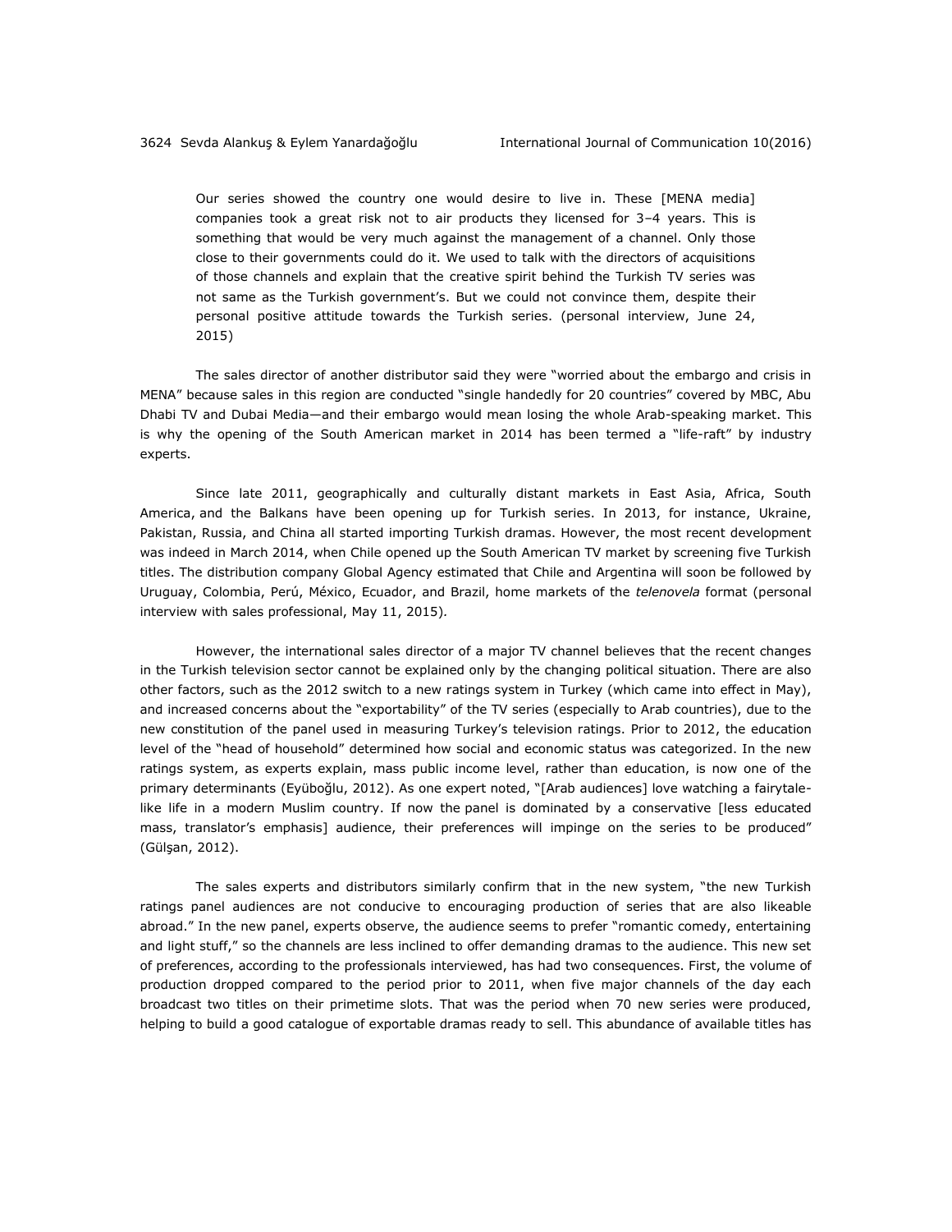> Our series showed the country one would desire to live in. These [MENA media] companies took a great risk not to air products they licensed for 3–4 years. This is something that would be very much against the management of a channel. Only those close to their governments could do it. We used to talk with the directors of acquisitions of those channels and explain that the creative spirit behind the Turkish TV series was not same as the Turkish government's. But we could not convince them, despite their personal positive attitude towards the Turkish series. (personal interview, June 24, 2015)

The sales director of another distributor said they were "worried about the embargo and crisis in MENA" because sales in this region are conducted "single handedly for 20 countries" covered by MBC, Abu Dhabi TV and Dubai Media—and their embargo would mean losing the whole Arab-speaking market. This is why the opening of the South American market in 2014 has been termed a "life-raft" by industry experts.

Since late 2011, geographically and culturally distant markets in East Asia, Africa, South America, and the Balkans have been opening up for Turkish series. In 2013, for instance, Ukraine, Pakistan, Russia, and China all started importing Turkish dramas. However, the most recent development was indeed in March 2014, when Chile opened up the South American TV market by screening five Turkish titles. The distribution company Global Agency estimated that Chile and Argentina will soon be followed by Uruguay, Colombia, Perú, México, Ecuador, and Brazil, home markets of the *telenovela* format (personal interview with sales professional, May 11, 2015).

However, the international sales director of a major TV channel believes that the recent changes in the Turkish television sector cannot be explained only by the changing political situation. There are also other factors, such as the 2012 switch to a new ratings system in Turkey (which came into effect in May), and increased concerns about the "exportability" of the TV series (especially to Arab countries), due to the new constitution of the panel used in measuring Turkey's television ratings. Prior to 2012, the education level of the "head of household" determined how social and economic status was categorized. In the new ratings system, as experts explain, mass public income level, rather than education, is now one of the primary determinants (Eyüboğlu, 2012). As one expert noted, "[Arab audiences] love watching a fairytale-like life in a modern Muslim country. If now the panel is dominated by a conservative [less educated mass, translator's emphasis] audience, their preferences will impinge on the series to be produced" (Gülşan, 2012).

The sales experts and distributors similarly confirm that in the new system, "the new Turkish ratings panel audiences are not conducive to encouraging production of series that are also likeable abroad." In the new panel, experts observe, the audience seems to prefer "romantic comedy, entertaining and light stuff," so the channels are less inclined to offer demanding dramas to the audience. This new set of preferences, according to the professionals interviewed, has had two consequences. First, the volume of production dropped compared to the period prior to 2011, when five major channels of the day each broadcast two titles on their primetime slots. That was the period when 70 new series were produced, helping to build a good catalogue of exportable dramas ready to sell. This abundance of available titles has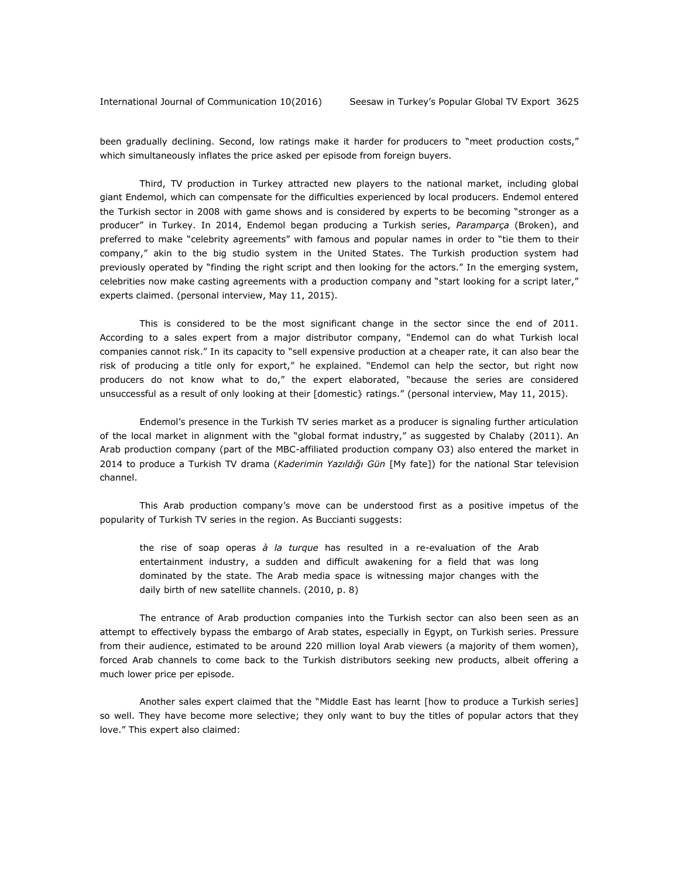been gradually declining. Second, low ratings make it harder for producers to "meet production costs," which simultaneously inflates the price asked per episode from foreign buyers.

Third, TV production in Turkey attracted new players to the national market, including global giant Endemol, which can compensate for the difficulties experienced by local producers. Endemol entered the Turkish sector in 2008 with game shows and is considered by experts to be becoming "stronger as a producer" in Turkey. In 2014, Endemol began producing a Turkish series, *Paramparça* (Broken), and preferred to make "celebrity agreements" with famous and popular names in order to "tie them to their company," akin to the big studio system in the United States. The Turkish production system had previously operated by "finding the right script and then looking for the actors." In the emerging system, celebrities now make casting agreements with a production company and "start looking for a script later," experts claimed. (personal interview, May 11, 2015).

This is considered to be the most significant change in the sector since the end of 2011. According to a sales expert from a major distributor company, "Endemol can do what Turkish local companies cannot risk." In its capacity to "sell expensive production at a cheaper rate, it can also bear the risk of producing a title only for export," he explained. "Endemol can help the sector, but right now producers do not know what to do," the expert elaborated, "because the series are considered unsuccessful as a result of only looking at their [domestic} ratings." (personal interview, May 11, 2015).

Endemol's presence in the Turkish TV series market as a producer is signaling further articulation of the local market in alignment with the "global format industry," as suggested by Chalaby (2011). An Arab production company (part of the MBC-affiliated production company O3) also entered the market in 2014 to produce a Turkish TV drama (*Kaderimin Yazıldığı Gün* [My fate]) for the national Star television channel.

This Arab production company's move can be understood first as a positive impetus of the popularity of Turkish TV series in the region. As Buccianti suggests:

> the rise of soap operas *à la turque* has resulted in a re-evaluation of the Arab entertainment industry, a sudden and difficult awakening for a field that was long dominated by the state. The Arab media space is witnessing major changes with the daily birth of new satellite channels. (2010, p. 8)

The entrance of Arab production companies into the Turkish sector can also been seen as an attempt to effectively bypass the embargo of Arab states, especially in Egypt, on Turkish series. Pressure from their audience, estimated to be around 220 million loyal Arab viewers (a majority of them women), forced Arab channels to come back to the Turkish distributors seeking new products, albeit offering a much lower price per episode.

Another sales expert claimed that the "Middle East has learnt [how to produce a Turkish series] so well. They have become more selective; they only want to buy the titles of popular actors that they love." This expert also claimed: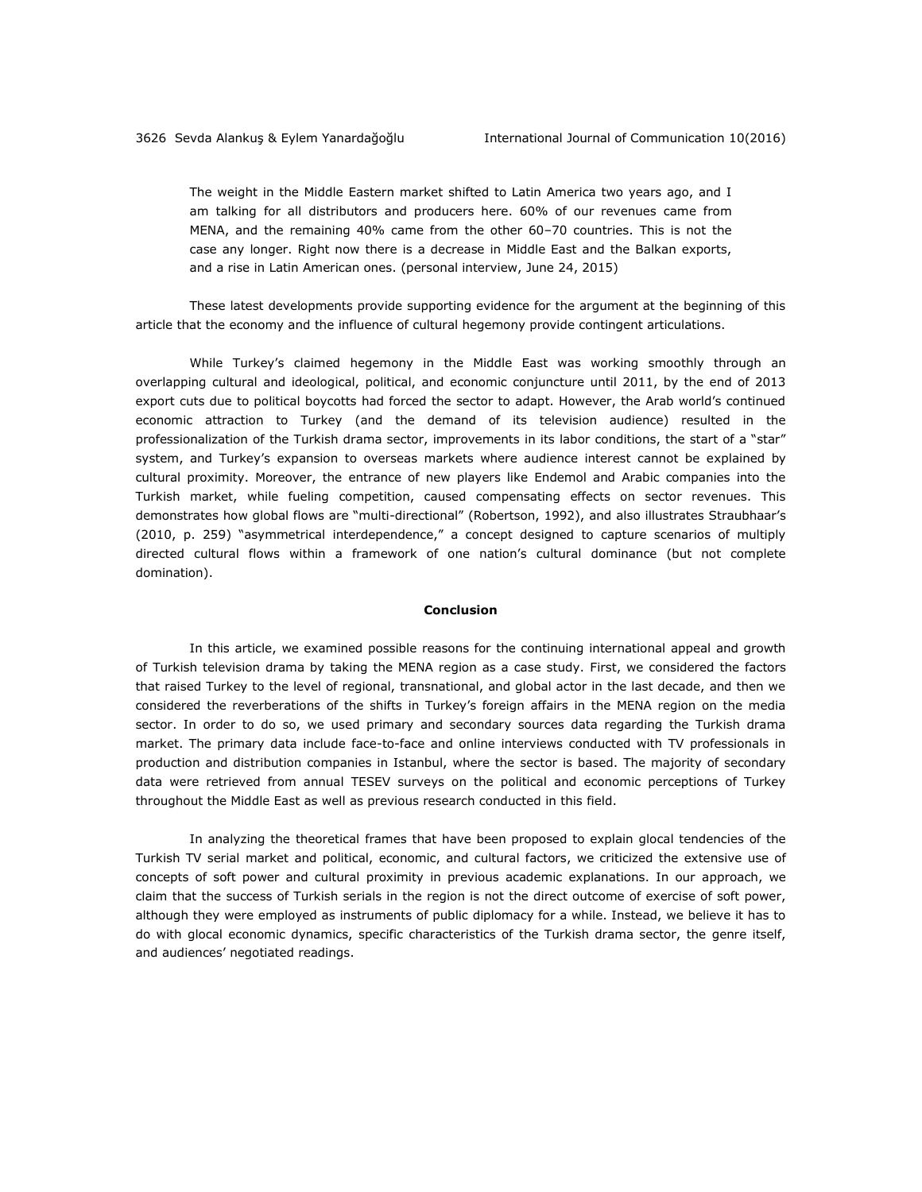> The weight in the Middle Eastern market shifted to Latin America two years ago, and I am talking for all distributors and producers here. 60% of our revenues came from MENA, and the remaining 40% came from the other 60–70 countries. This is not the case any longer. Right now there is a decrease in Middle East and the Balkan exports, and a rise in Latin American ones. (personal interview, June 24, 2015)

These latest developments provide supporting evidence for the argument at the beginning of this article that the economy and the influence of cultural hegemony provide contingent articulations.

While Turkey's claimed hegemony in the Middle East was working smoothly through an overlapping cultural and ideological, political, and economic conjuncture until 2011, by the end of 2013 export cuts due to political boycotts had forced the sector to adapt. However, the Arab world's continued economic attraction to Turkey (and the demand of its television audience) resulted in the professionalization of the Turkish drama sector, improvements in its labor conditions, the start of a "star" system, and Turkey's expansion to overseas markets where audience interest cannot be explained by cultural proximity. Moreover, the entrance of new players like Endemol and Arabic companies into the Turkish market, while fueling competition, caused compensating effects on sector revenues. This demonstrates how global flows are "multi-directional" (Robertson, 1992), and also illustrates Straubhaar's (2010, p. 259) "asymmetrical interdependence," a concept designed to capture scenarios of multiply directed cultural flows within a framework of one nation's cultural dominance (but not complete domination).

## Conclusion

In this article, we examined possible reasons for the continuing international appeal and growth of Turkish television drama by taking the MENA region as a case study. First, we considered the factors that raised Turkey to the level of regional, transnational, and global actor in the last decade, and then we considered the reverberations of the shifts in Turkey's foreign affairs in the MENA region on the media sector. In order to do so, we used primary and secondary sources data regarding the Turkish drama market. The primary data include face-to-face and online interviews conducted with TV professionals in production and distribution companies in Istanbul, where the sector is based. The majority of secondary data were retrieved from annual TESEV surveys on the political and economic perceptions of Turkey throughout the Middle East as well as previous research conducted in this field.

In analyzing the theoretical frames that have been proposed to explain glocal tendencies of the Turkish TV serial market and political, economic, and cultural factors, we criticized the extensive use of concepts of soft power and cultural proximity in previous academic explanations. In our approach, we claim that the success of Turkish serials in the region is not the direct outcome of exercise of soft power, although they were employed as instruments of public diplomacy for a while. Instead, we believe it has to do with glocal economic dynamics, specific characteristics of the Turkish drama sector, the genre itself, and audiences' negotiated readings.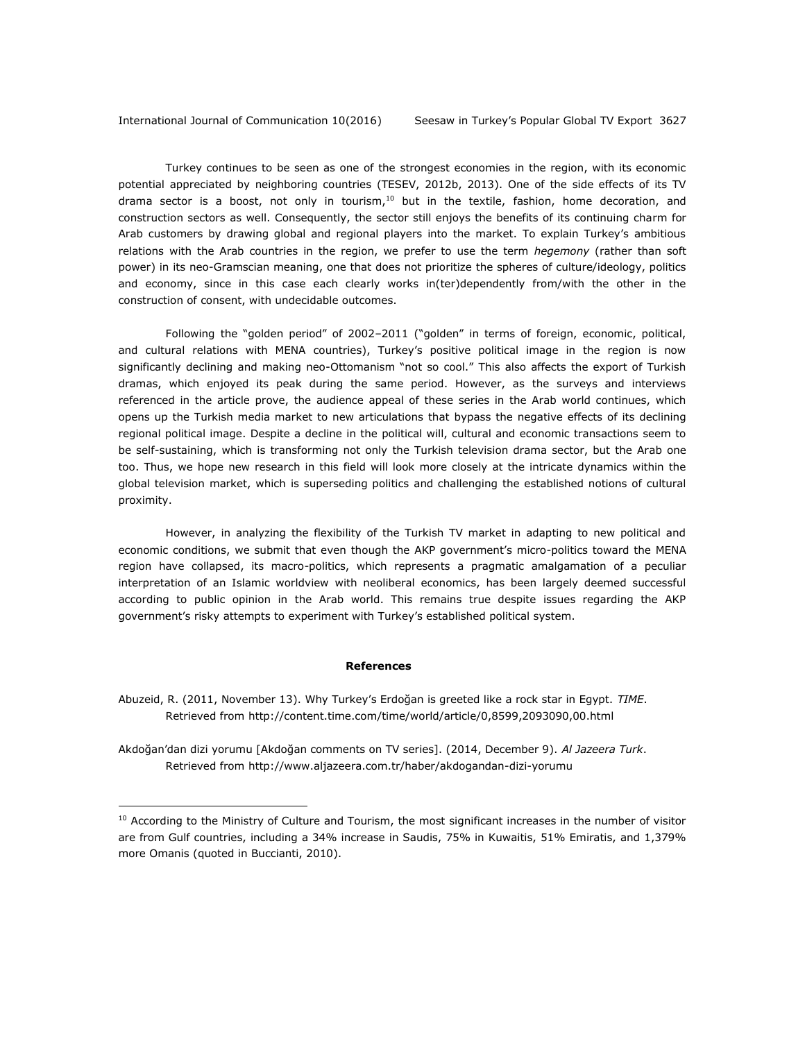Turkey continues to be seen as one of the strongest economies in the region, with its economic potential appreciated by neighboring countries (TESEV, 2012b, 2013). One of the side effects of its TV drama sector is a boost, not only in tourism,[10] but in the textile, fashion, home decoration, and construction sectors as well. Consequently, the sector still enjoys the benefits of its continuing charm for Arab customers by drawing global and regional players into the market. To explain Turkey's ambitious relations with the Arab countries in the region, we prefer to use the term *hegemony* (rather than soft power) in its neo-Gramscian meaning, one that does not prioritize the spheres of culture/ideology, politics and economy, since in this case each clearly works in(ter)dependently from/with the other in the construction of consent, with undecidable outcomes.

Following the "golden period" of 2002–2011 ("golden" in terms of foreign, economic, political, and cultural relations with MENA countries), Turkey's positive political image in the region is now significantly declining and making neo-Ottomanism "not so cool." This also affects the export of Turkish dramas, which enjoyed its peak during the same period. However, as the surveys and interviews referenced in the article prove, the audience appeal of these series in the Arab world continues, which opens up the Turkish media market to new articulations that bypass the negative effects of its declining regional political image. Despite a decline in the political will, cultural and economic transactions seem to be self-sustaining, which is transforming not only the Turkish television drama sector, but the Arab one too. Thus, we hope new research in this field will look more closely at the intricate dynamics within the global television market, which is superseding politics and challenging the established notions of cultural proximity.

However, in analyzing the flexibility of the Turkish TV market in adapting to new political and economic conditions, we submit that even though the AKP government's micro-politics toward the MENA region have collapsed, its macro-politics, which represents a pragmatic amalgamation of a peculiar interpretation of an Islamic worldview with neoliberal economics, has been largely deemed successful according to public opinion in the Arab world. This remains true despite issues regarding the AKP government's risky attempts to experiment with Turkey's established political system.

**References**

Abuzeid, R. (2011, November 13). Why Turkey's Erdoğan is greeted like a rock star in Egypt. *TIME*. Retrieved from http://content.time.com/time/world/article/0,8599,2093090,00.html

Akdoğan'dan dizi yorumu [Akdoğan comments on TV series]. (2014, December 9). *Al Jazeera Turk*. Retrieved from http://www.aljazeera.com.tr/haber/akdogandan-dizi-yorumu

[10] According to the Ministry of Culture and Tourism, the most significant increases in the number of visitor are from Gulf countries, including a 34% increase in Saudis, 75% in Kuwaitis, 51% Emiratis, and 1,379% more Omanis (quoted in Buccianti, 2010).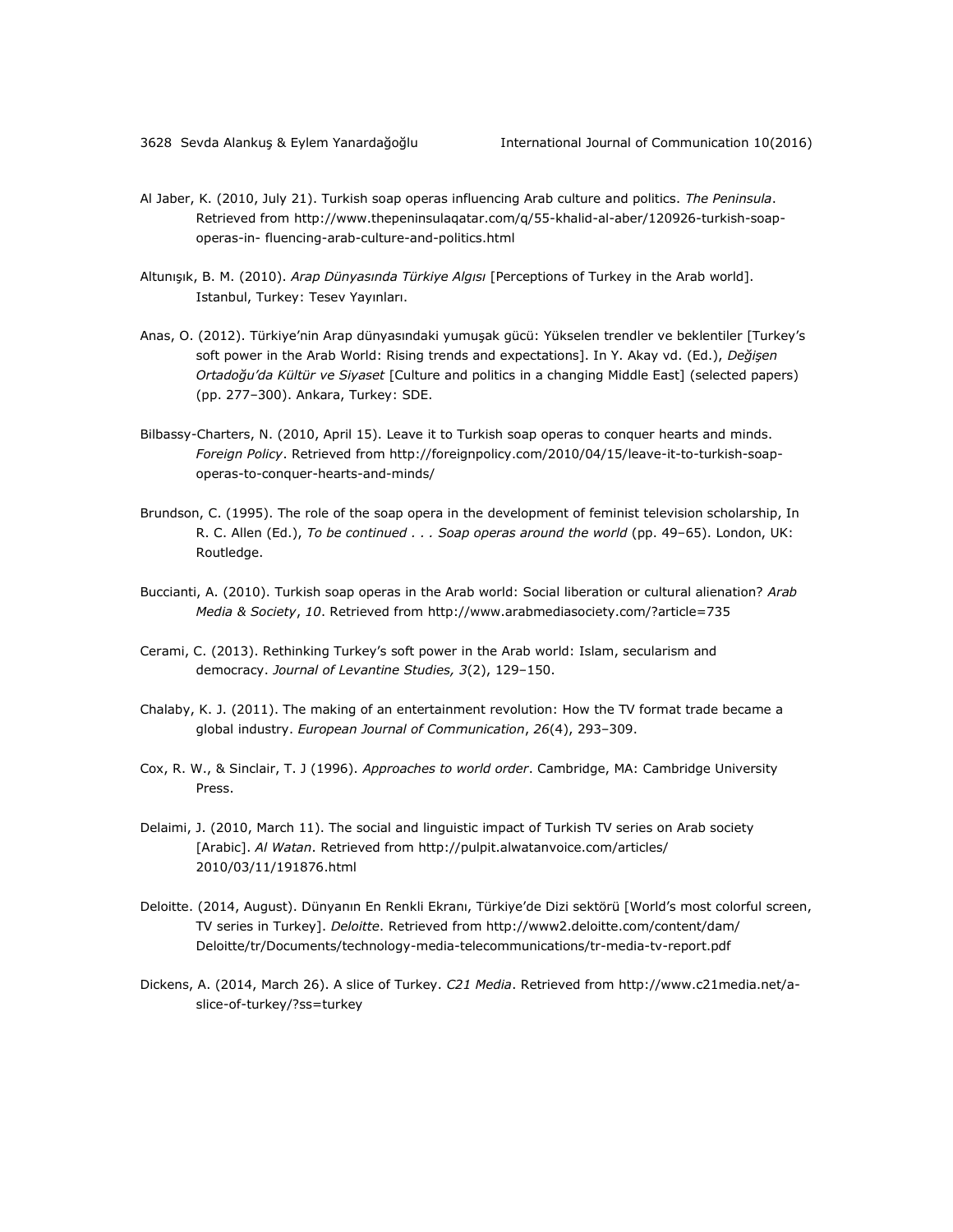Al Jaber, K. (2010, July 21). Turkish soap operas influencing Arab culture and politics. *The Peninsula*. Retrieved from http://www.thepeninsulaqatar.com/q/55-khalid-al-aber/120926-turkish-soap-operas-in- fluencing-arab-culture-and-politics.html

Altunışık, B. M. (2010). *Arap Dünyasında Türkiye Algısı* [Perceptions of Turkey in the Arab world]. Istanbul, Turkey: Tesev Yayınları.

Anas, O. (2012). Türkiye'nin Arap dünyasındaki yumuşak gücü: Yükselen trendler ve beklentiler [Turkey's soft power in the Arab World: Rising trends and expectations]. In Y. Akay vd. (Ed.), *Değişen Ortadoğu'da Kültür ve Siyaset* [Culture and politics in a changing Middle East] (selected papers) (pp. 277–300). Ankara, Turkey: SDE.

Bilbassy-Charters, N. (2010, April 15). Leave it to Turkish soap operas to conquer hearts and minds. *Foreign Policy*. Retrieved from http://foreignpolicy.com/2010/04/15/leave-it-to-turkish-soap-operas-to-conquer-hearts-and-minds/

Brundson, C. (1995). The role of the soap opera in the development of feminist television scholarship, In R. C. Allen (Ed.), *To be continued . . . Soap operas around the world* (pp. 49–65). London, UK: Routledge.

Buccianti, A. (2010). Turkish soap operas in the Arab world: Social liberation or cultural alienation? *Arab Media & Society*, *10*. Retrieved from http://www.arabmediasociety.com/?article=735

Cerami, C. (2013). Rethinking Turkey's soft power in the Arab world: Islam, secularism and democracy. *Journal of Levantine Studies, 3*(2), 129–150.

Chalaby, K. J. (2011). The making of an entertainment revolution: How the TV format trade became a global industry. *European Journal of Communication*, *26*(4), 293–309.

Cox, R. W., & Sinclair, T. J (1996). *Approaches to world order*. Cambridge, MA: Cambridge University Press.

Delaimi, J. (2010, March 11). The social and linguistic impact of Turkish TV series on Arab society [Arabic]. *Al Watan*. Retrieved from http://pulpit.alwatanvoice.com/articles/ 2010/03/11/191876.html

Deloitte. (2014, August). Dünyanın En Renkli Ekranı, Türkiye'de Dizi sektörü [World's most colorful screen, TV series in Turkey]. *Deloitte*. Retrieved from http://www2.deloitte.com/content/dam/ Deloitte/tr/Documents/technology-media-telecommunications/tr-media-tv-report.pdf

Dickens, A. (2014, March 26). A slice of Turkey. *C21 Media*. Retrieved from http://www.c21media.net/a-slice-of-turkey/?ss=turkey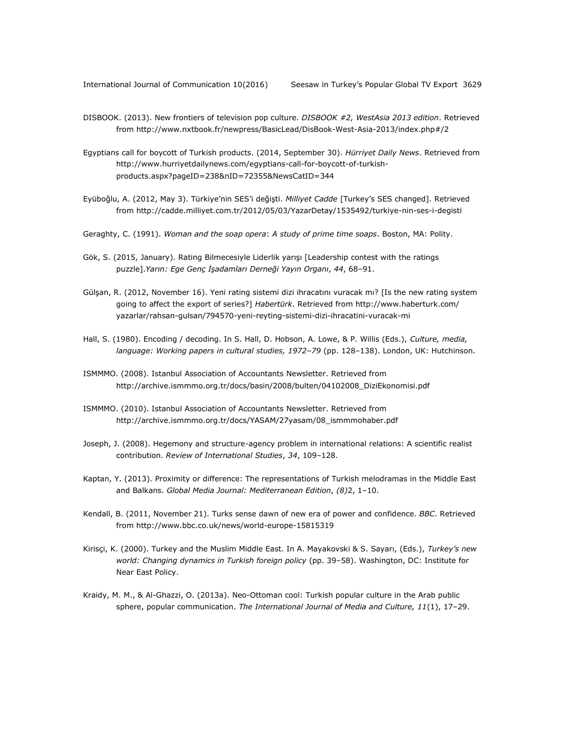DISBOOK. (2013). New frontiers of television pop culture. *DISBOOK #2, WestAsia 2013 edition*. Retrieved from http://www.nxtbook.fr/newpress/BasicLead/DisBook-West-Asia-2013/index.php#/2

Egyptians call for boycott of Turkish products. (2014, September 30). *Hürriyet Daily News*. Retrieved from http://www.hurriyetdailynews.com/egyptians-call-for-boycott-of-turkish-products.aspx?pageID=238&nID=72355&NewsCatID=344

Eyüboğlu, A. (2012, May 3). Türkiye'nin SES'i değişti. *Milliyet Cadde* [Turkey's SES changed]. Retrieved from http://cadde.milliyet.com.tr/2012/05/03/YazarDetay/1535492/turkiye-nin-ses-i-degisti

Geraghty, C. (1991). *Woman and the soap opera*: *A study of prime time soaps*. Boston, MA: Polity.

Gök, S. (2015, January). Rating Bilmecesiyle Liderlik yarışı [Leadership contest with the ratings puzzle].*Yarın: Ege Genç İşadamları Derneği Yayın Organı*, *44*, 68–91.

Gülşan, R. (2012, November 16). Yeni rating sistemi dizi ihracatını vuracak mı? [Is the new rating system going to affect the export of series?] *Habertürk*. Retrieved from http://www.haberturk.com/yazarlar/rahsan-gulsan/794570-yeni-reyting-sistemi-dizi-ihracatini-vuracak-mi

Hall, S. (1980). Encoding / decoding. In S. Hall, D. Hobson, A. Lowe, & P. Willis (Eds.), *Culture, media, language: Working papers in cultural studies, 1972–79* (pp. 128–138). London, UK: Hutchinson.

ISMMMO. (2008). Istanbul Association of Accountants Newsletter. Retrieved from http://archive.ismmmo.org.tr/docs/basin/2008/bulten/04102008_DiziEkonomisi.pdf

ISMMMO. (2010). Istanbul Association of Accountants Newsletter. Retrieved from http://archive.ismmmo.org.tr/docs/YASAM/27yasam/08_ismmmohaber.pdf

Joseph, J. (2008). Hegemony and structure-agency problem in international relations: A scientific realist contribution. *Review of International Studies*, *34*, 109–128.

Kaptan, Y. (2013). Proximity or difference: The representations of Turkish melodramas in the Middle East and Balkans. *Global Media Journal: Mediterranean Edition*, *(8)*2, 1–10.

Kendall, B. (2011, November 21). Turks sense dawn of new era of power and confidence. *BBC*. Retrieved from http://www.bbc.co.uk/news/world-europe-15815319

Kirisçi, K. (2000). Turkey and the Muslim Middle East. In A. Mayakovski & S. Sayarı, (Eds.), *Turkey's new world: Changing dynamics in Turkish foreign policy* (pp. 39–58). Washington, DC: Institute for Near East Policy.

Kraidy, M. M., & Al-Ghazzi, O. (2013a). Neo-Ottoman cool: Turkish popular culture in the Arab public sphere, popular communication. *The International Journal of Media and Culture, 11*(1), 17–29.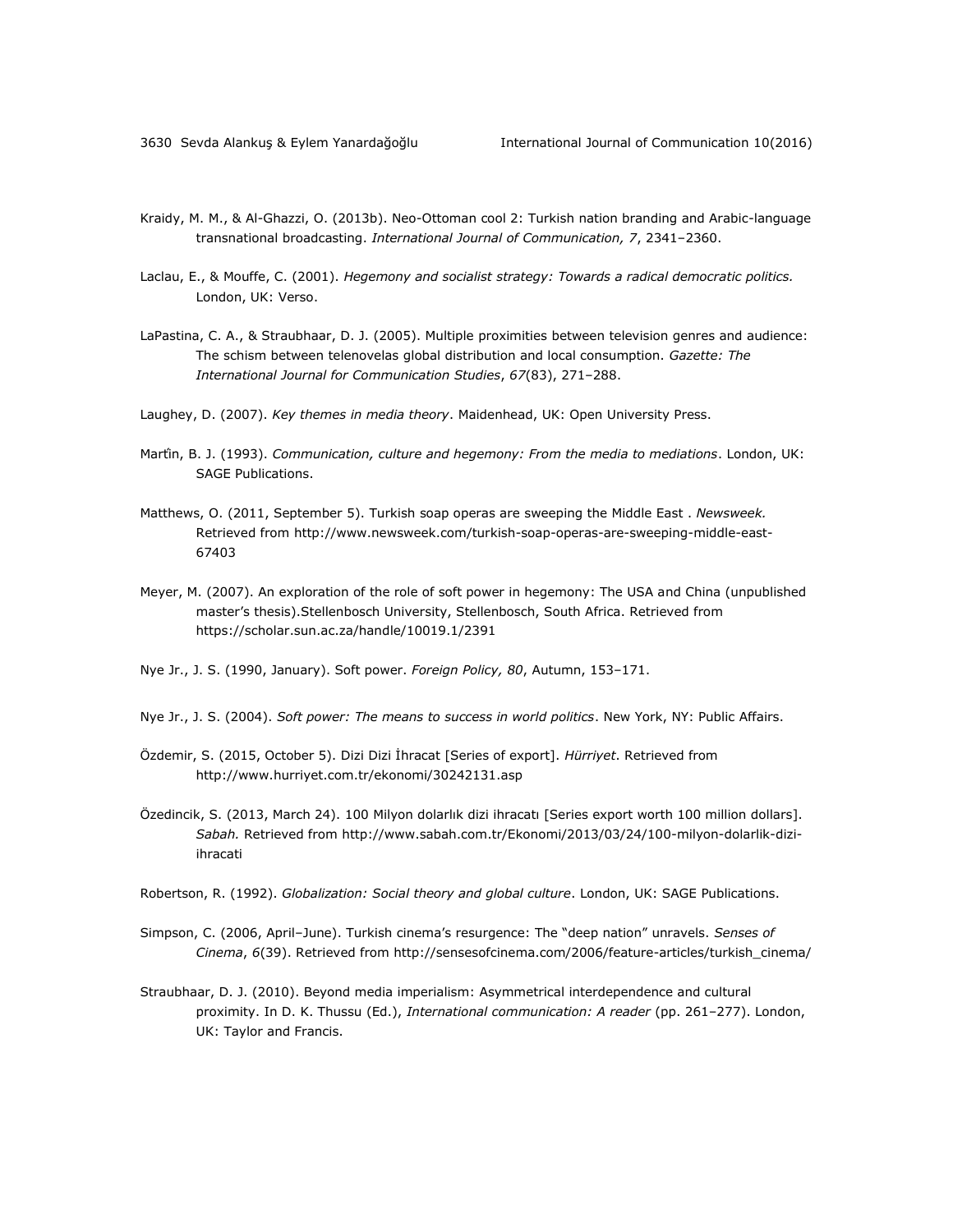Kraidy, M. M., & Al-Ghazzi, O. (2013b). Neo-Ottoman cool 2: Turkish nation branding and Arabic-language transnational broadcasting. *International Journal of Communication, 7*, 2341–2360.

Laclau, E., & Mouffe, C. (2001). *Hegemony and socialist strategy: Towards a radical democratic politics.* London, UK: Verso.

LaPastina, C. A., & Straubhaar, D. J. (2005). Multiple proximities between television genres and audience: The schism between telenovelas global distribution and local consumption. *Gazette: The International Journal for Communication Studies*, *67*(83), 271–288.

Laughey, D. (2007). *Key themes in media theory*. Maidenhead, UK: Open University Press.

Martı̃n, B. J. (1993). *Communication, culture and hegemony: From the media to mediations*. London, UK: SAGE Publications.

Matthews, O. (2011, September 5). Turkish soap operas are sweeping the Middle East . *Newsweek.* Retrieved from http://www.newsweek.com/turkish-soap-operas-are-sweeping-middle-east-67403

Meyer, M. (2007). An exploration of the role of soft power in hegemony: The USA and China (unpublished master's thesis).Stellenbosch University, Stellenbosch, South Africa. Retrieved from https://scholar.sun.ac.za/handle/10019.1/2391

Nye Jr., J. S. (1990, January). Soft power. *Foreign Policy, 80*, Autumn, 153–171.

Nye Jr., J. S. (2004). *Soft power: The means to success in world politics*. New York, NY: Public Affairs.

Özdemir, S. (2015, October 5). Dizi Dizi İhracat [Series of export]. *Hürriyet*. Retrieved from http://www.hurriyet.com.tr/ekonomi/30242131.asp

Özedincik, S. (2013, March 24). 100 Milyon dolarlık dizi ihracatı [Series export worth 100 million dollars]. *Sabah.* Retrieved from http://www.sabah.com.tr/Ekonomi/2013/03/24/100-milyon-dolarlik-dizi-ihracati

Robertson, R. (1992). *Globalization: Social theory and global culture*. London, UK: SAGE Publications.

Simpson, C. (2006, April–June). Turkish cinema's resurgence: The "deep nation" unravels. *Senses of Cinema*, *6*(39). Retrieved from http://sensesofcinema.com/2006/feature-articles/turkish_cinema/

Straubhaar, D. J. (2010). Beyond media imperialism: Asymmetrical interdependence and cultural proximity. In D. K. Thussu (Ed.), *International communication: A reader* (pp. 261–277). London, UK: Taylor and Francis.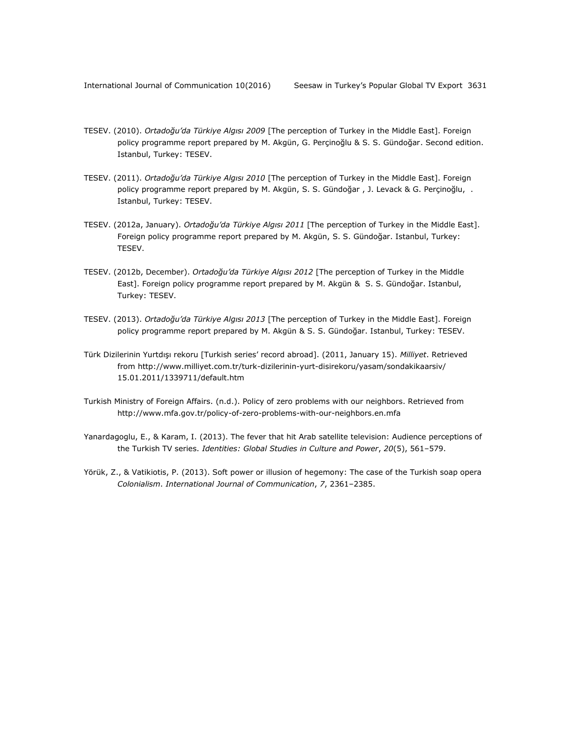TESEV. (2010). *Ortadoğu'da Türkiye Algısı 2009* [The perception of Turkey in the Middle East]. Foreign policy programme report prepared by M. Akgün, G. Perçinoğlu & S. S. Gündoğar. Second edition. Istanbul, Turkey: TESEV.

TESEV. (2011). *Ortadoğu'da Türkiye Algısı 2010* [The perception of Turkey in the Middle East]. Foreign policy programme report prepared by M. Akgün, S. S. Gündoğar , J. Levack & G. Perçinoğlu, . Istanbul, Turkey: TESEV.

TESEV. (2012a, January). *Ortadoğu'da Türkiye Algısı 2011* [The perception of Turkey in the Middle East]. Foreign policy programme report prepared by M. Akgün, S. S. Gündoğar. Istanbul, Turkey: TESEV.

TESEV. (2012b, December). *Ortadoğu'da Türkiye Algısı 2012* [The perception of Turkey in the Middle East]. Foreign policy programme report prepared by M. Akgün & S. S. Gündoğar. Istanbul, Turkey: TESEV.

TESEV. (2013). *Ortadoğu'da Türkiye Algısı 2013* [The perception of Turkey in the Middle East]. Foreign policy programme report prepared by M. Akgün & S. S. Gündoğar. Istanbul, Turkey: TESEV.

Türk Dizilerinin Yurtdışı rekoru [Turkish series' record abroad]. (2011, January 15). *Milliyet*. Retrieved from http://www.milliyet.com.tr/turk-dizilerinin-yurt-disirekoru/yasam/sondakikaarsiv/15.01.2011/1339711/default.htm

Turkish Ministry of Foreign Affairs. (n.d.). Policy of zero problems with our neighbors. Retrieved from http://www.mfa.gov.tr/policy-of-zero-problems-with-our-neighbors.en.mfa

Yanardagoglu, E., & Karam, I. (2013). The fever that hit Arab satellite television: Audience perceptions of the Turkish TV series. *Identities: Global Studies in Culture and Power*, *20*(5), 561–579.

Yörük, Z., & Vatikiotis, P. (2013). Soft power or illusion of hegemony: The case of the Turkish soap opera *Colonialism*. *International Journal of Communication*, *7*, 2361–2385.